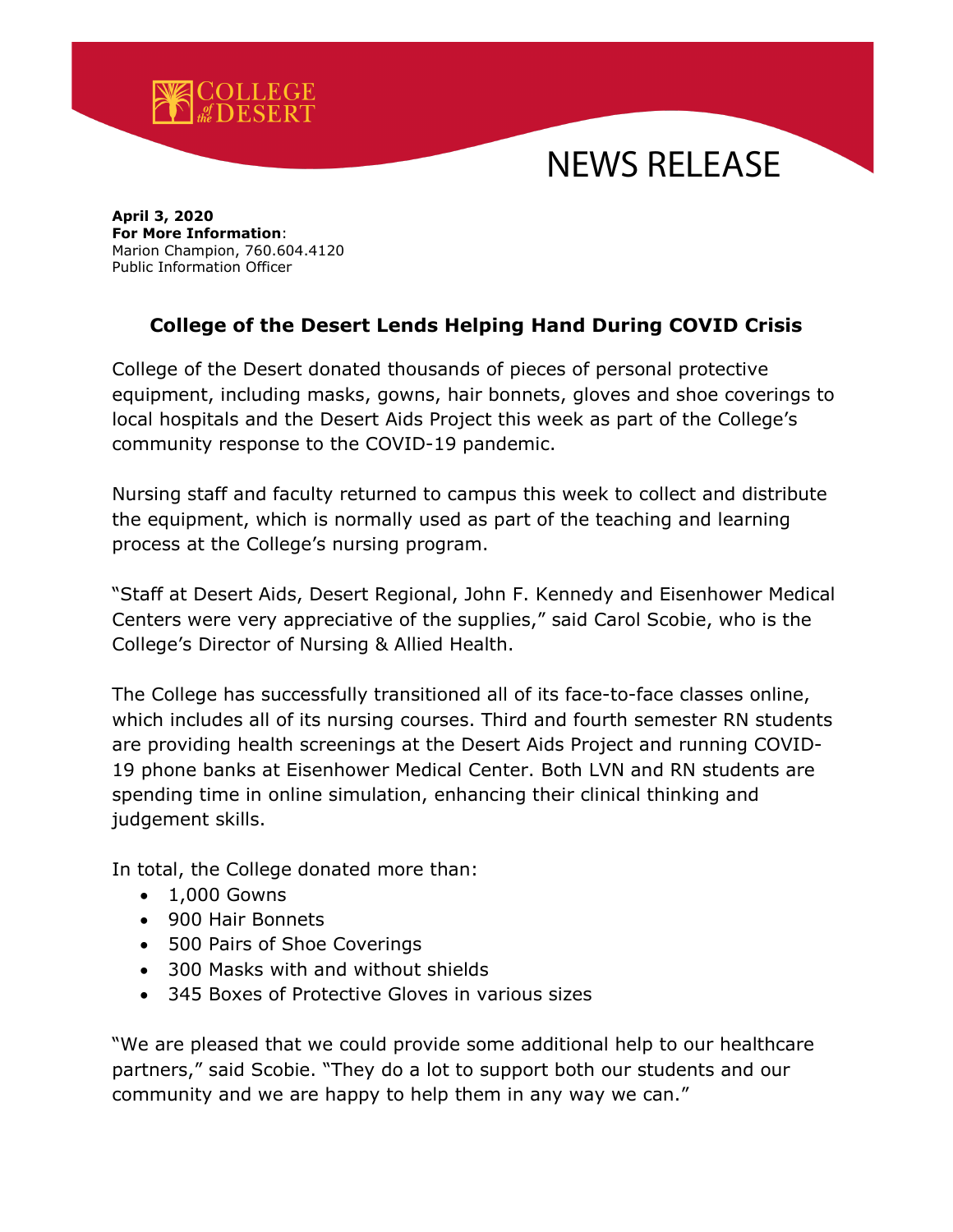COLLEGE of the DESERT

# NEWS RELEASE

**April 3, 2020**
**For More Information**:
Marion Champion, 760.604.4120
Public Information Officer

## College of the Desert Lends Helping Hand During COVID Crisis

College of the Desert donated thousands of pieces of personal protective equipment, including masks, gowns, hair bonnets, gloves and shoe coverings to local hospitals and the Desert Aids Project this week as part of the College's community response to the COVID-19 pandemic.

Nursing staff and faculty returned to campus this week to collect and distribute the equipment, which is normally used as part of the teaching and learning process at the College's nursing program.

"Staff at Desert Aids, Desert Regional, John F. Kennedy and Eisenhower Medical Centers were very appreciative of the supplies," said Carol Scobie, who is the College's Director of Nursing & Allied Health.

The College has successfully transitioned all of its face-to-face classes online, which includes all of its nursing courses. Third and fourth semester RN students are providing health screenings at the Desert Aids Project and running COVID-19 phone banks at Eisenhower Medical Center. Both LVN and RN students are spending time in online simulation, enhancing their clinical thinking and judgement skills.

In total, the College donated more than:

- 1,000 Gowns
- 900 Hair Bonnets
- 500 Pairs of Shoe Coverings
- 300 Masks with and without shields
- 345 Boxes of Protective Gloves in various sizes

"We are pleased that we could provide some additional help to our healthcare partners," said Scobie. "They do a lot to support both our students and our community and we are happy to help them in any way we can."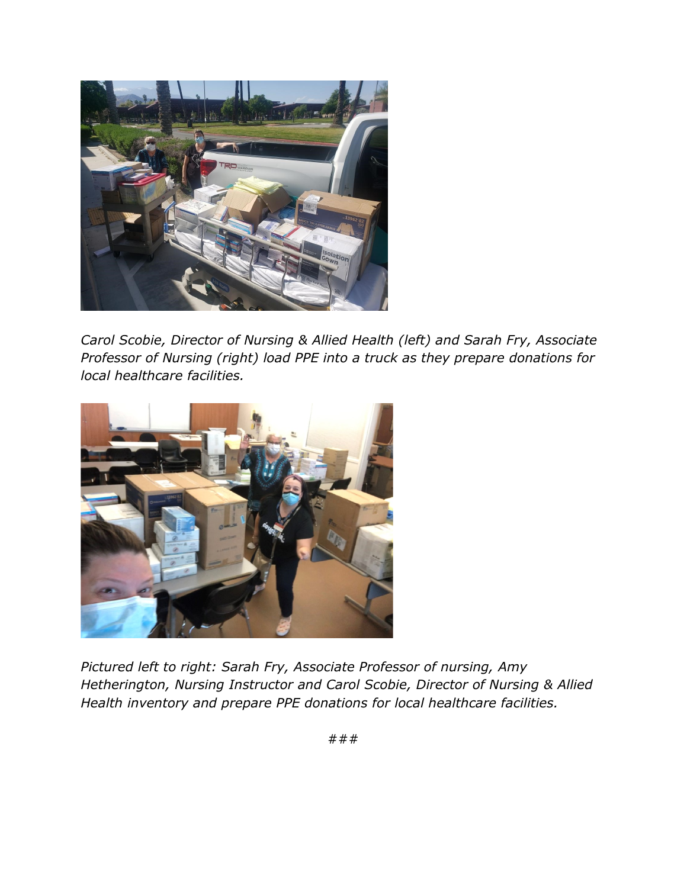*Carol Scobie, Director of Nursing & Allied Health (left) and Sarah Fry, Associate Professor of Nursing (right) load PPE into a truck as they prepare donations for local healthcare facilities.*

*Pictured left to right: Sarah Fry, Associate Professor of nursing, Amy Hetherington, Nursing Instructor and Carol Scobie, Director of Nursing & Allied Health inventory and prepare PPE donations for local healthcare facilities.*

###